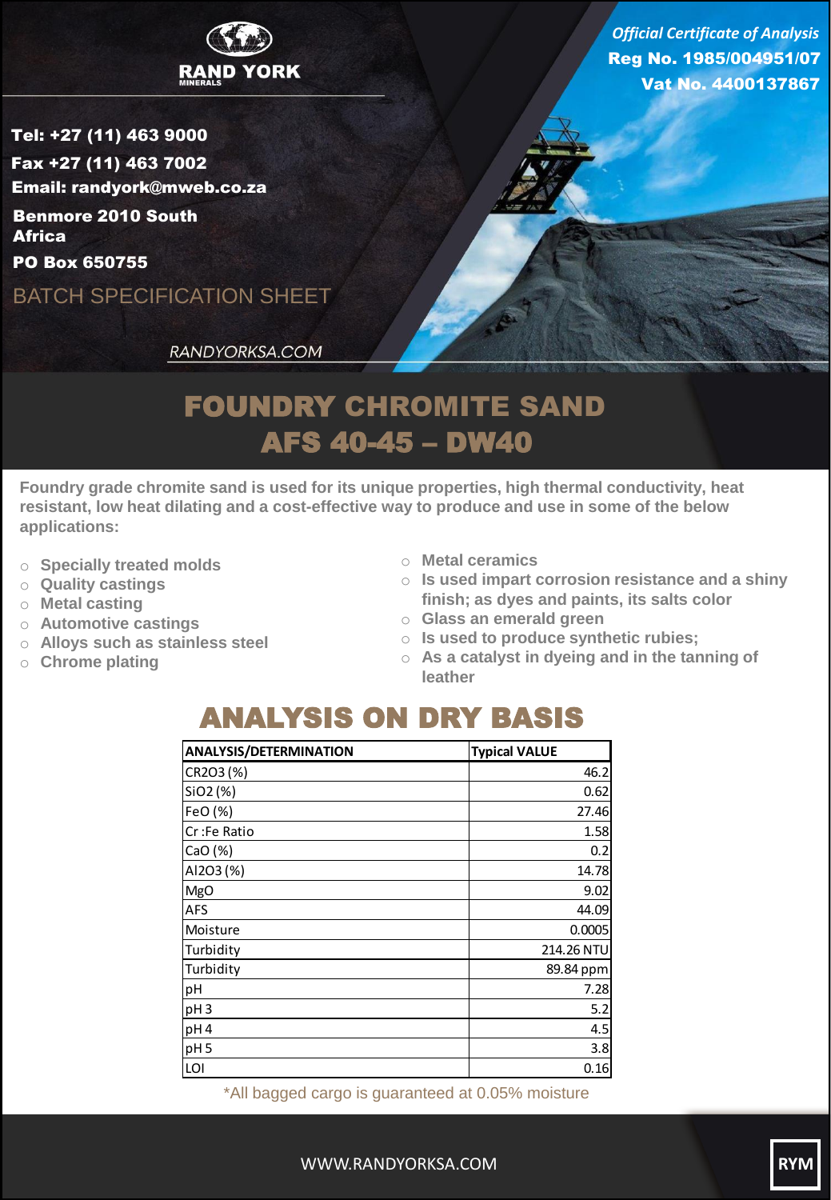RAND YORK
MINERALS

*Official Certificate of Analysis*
**Reg No. 1985/004951/07**
**Vat No. 4400137867**

**Tel: +27 (11) 463 9000**
**Fax +27 (11) 463 7002**
**Email: randyork@mweb.co.za**
**Benmore 2010 South Africa**
**PO Box 650755**

BATCH SPECIFICATION SHEET

RANDYORKSA.COM

# FOUNDRY CHROMITE SAND
# AFS 40-45 – DW40

**Foundry grade chromite sand is used for its unique properties, high thermal conductivity, heat resistant, low heat dilating and a cost-effective way to produce and use in some of the below applications:**

- Specially treated molds
- Quality castings
- Metal casting
- Automotive castings
- Alloys such as stainless steel
- Chrome plating
- Metal ceramics
- Is used impart corrosion resistance and a shiny finish; as dyes and paints, its salts color
- Glass an emerald green
- Is used to produce synthetic rubies;
- As a catalyst in dyeing and in the tanning of leather

## ANALYSIS ON DRY BASIS

| ANALYSIS/DETERMINATION | Typical VALUE |
|---|---|
| CR2O3 (%) | 46.2 |
| SiO2 (%) | 0.62 |
| FeO (%) | 27.46 |
| Cr :Fe Ratio | 1.58 |
| CaO (%) | 0.2 |
| Al2O3 (%) | 14.78 |
| MgO | 9.02 |
| AFS | 44.09 |
| Moisture | 0.0005 |
| Turbidity | 214.26 NTU |
| Turbidity | 89.84 ppm |
| pH | 7.28 |
| pH 3 | 5.2 |
| pH 4 | 4.5 |
| pH 5 | 3.8 |
| LOI | 0.16 |

*All bagged cargo is guaranteed at 0.05% moisture

WWW.RANDYORKSA.COM

RYM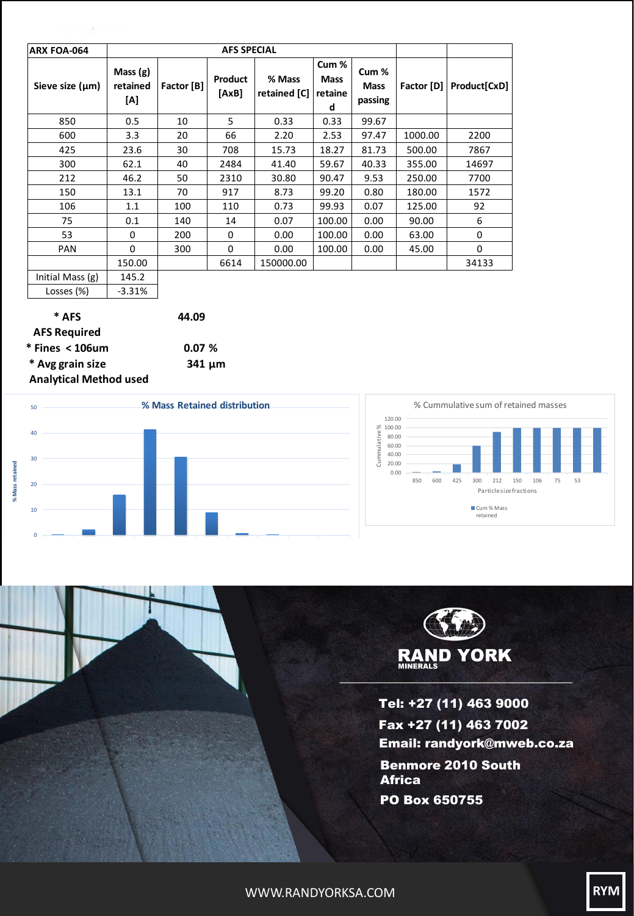| ARX FOA-064 | AFS SPECIAL | | | | | | | |
|---|---|---|---|---|---|---|---|---|
| Sieve size (µm) | Mass (g) retained [A] | Factor [B] | Product [AxB] | % Mass retained [C] | Cum % Mass retained | Cum % Mass passing | Factor [D] | Product[CxD] |
| 850 | 0.5 | 10 | 5 | 0.33 | 0.33 | 99.67 | | |
| 600 | 3.3 | 20 | 66 | 2.20 | 2.53 | 97.47 | 1000.00 | 2200 |
| 425 | 23.6 | 30 | 708 | 15.73 | 18.27 | 81.73 | 500.00 | 7867 |
| 300 | 62.1 | 40 | 2484 | 41.40 | 59.67 | 40.33 | 355.00 | 14697 |
| 212 | 46.2 | 50 | 2310 | 30.80 | 90.47 | 9.53 | 250.00 | 7700 |
| 150 | 13.1 | 70 | 917 | 8.73 | 99.20 | 0.80 | 180.00 | 1572 |
| 106 | 1.1 | 100 | 110 | 0.73 | 99.93 | 0.07 | 125.00 | 92 |
| 75 | 0.1 | 140 | 14 | 0.07 | 100.00 | 0.00 | 90.00 | 6 |
| 53 | 0 | 200 | 0 | 0.00 | 100.00 | 0.00 | 63.00 | 0 |
| PAN | 0 | 300 | 0 | 0.00 | 100.00 | 0.00 | 45.00 | 0 |
| | 150.00 | | 6614 | 150000.00 | | | | 34133 |
| Initial Mass (g) | 145.2 | | | | | | | |
| Losses (%) | -3.31% | | | | | | | |

**\* AFS** 44.09

**AFS Required**

**\* Fines < 106um** 0.07 %

**\* Avg grain size** 341 µm

**Analytical Method used**

% Mass Retained distribution

% Mass retained

50
40
30
20
10
0

% Cummulative sum of retained masses

Cummulative %

120.00
100.00
80.00
60.00
40.00
20.00
0.00

850 600 425 300 212 150 106 75 53

Particle size fractions

Cum % Mass retained

**RAND YORK**
**MINERALS**

**Tel: +27 (11) 463 9000**

**Fax +27 (11) 463 7002**

**Email: randyork@mweb.co.za**

**Benmore 2010 South Africa**

**PO Box 650755**

WWW.RANDYORKSA.COM

**RYM**